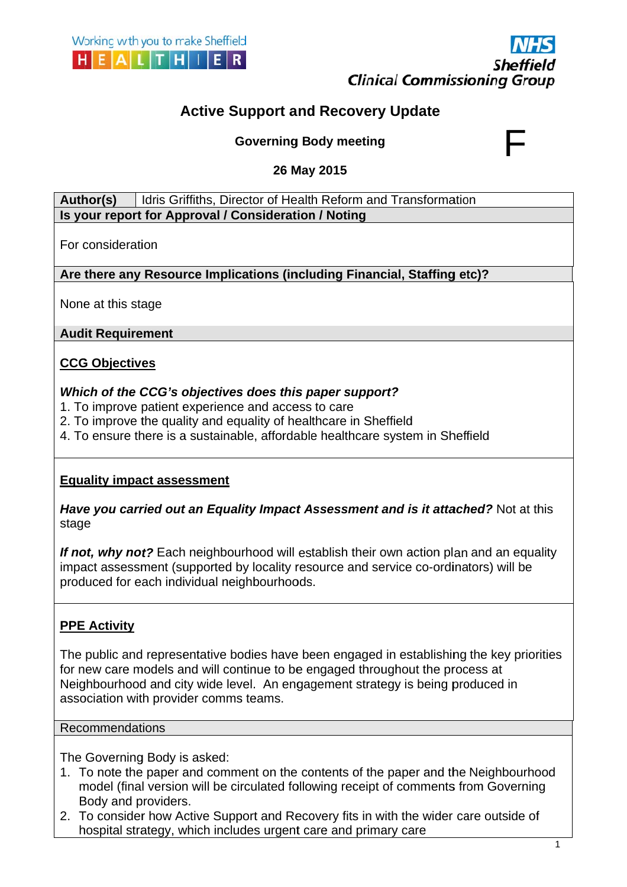Working with you to make Sheffield HEALTHIER

NHS Sheffield Clinical Commissioning Group

# Active Support and Recovery Update

**Governing Body meeting**

F

**26 May 2015**

| **Author(s)** | Idris Griffiths, Director of Health Reform and Transformation |
|---|---|

**Is your report for Approval / Consideration / Noting**

For consideration

**Are there any Resource Implications (including Financial, Staffing etc)?**

None at this stage

**Audit Requirement**

**CCG Objectives**

***Which of the CCG's objectives does this paper support?***

1. To improve patient experience and access to care
2. To improve the quality and equality of healthcare in Sheffield
4. To ensure there is a sustainable, affordable healthcare system in Sheffield

**Equality impact assessment**

***Have you carried out an Equality Impact Assessment and is it attached?*** Not at this stage

***If not, why not?*** Each neighbourhood will establish their own action plan and an equality impact assessment (supported by locality resource and service co-ordinators) will be produced for each individual neighbourhoods.

**PPE Activity**

The public and representative bodies have been engaged in establishing the key priorities for new care models and will continue to be engaged throughout the process at Neighbourhood and city wide level. An engagement strategy is being produced in association with provider comms teams.

Recommendations

The Governing Body is asked:

1. To note the paper and comment on the contents of the paper and the Neighbourhood model (final version will be circulated following receipt of comments from Governing Body and providers.
2. To consider how Active Support and Recovery fits in with the wider care outside of hospital strategy, which includes urgent care and primary care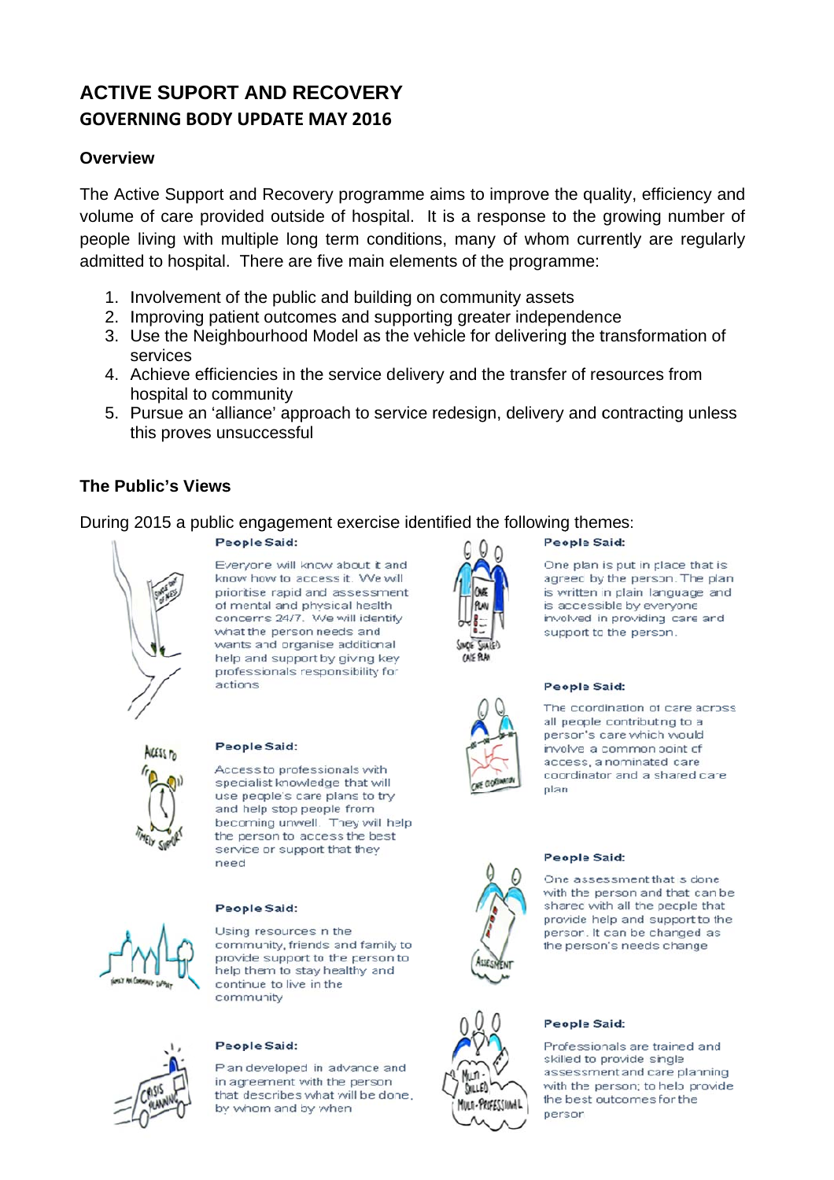# ACTIVE SUPORT AND RECOVERY

## GOVERNING BODY UPDATE MAY 2016

### Overview

The Active Support and Recovery programme aims to improve the quality, efficiency and volume of care provided outside of hospital. It is a response to the growing number of people living with multiple long term conditions, many of whom currently are regularly admitted to hospital. There are five main elements of the programme:

1. Involvement of the public and building on community assets
2. Improving patient outcomes and supporting greater independence
3. Use the Neighbourhood Model as the vehicle for delivering the transformation of services
4. Achieve efficiencies in the service delivery and the transfer of resources from hospital to community
5. Pursue an 'alliance' approach to service redesign, delivery and contracting unless this proves unsuccessful

### The Public's Views

During 2015 a public engagement exercise identified the following themes:

**People Said:**

Everyone will know about it and know how to access it. We will prioritise rapid and assessment of mental and physical health concerns 24/7. We will identify what the person needs and wants and organise additional help and support by giving key professionals responsibility for actions

**People Said:**

Access to professionals with specialist knowledge that will use people's care plans to try and help stop people from becoming unwell. They will help the person to access the best service or support that they need

**People Said:**

Using resources in the community, friends and family to provide support to the person to help them to stay healthy and continue to live in the community

**People Said:**

Plan developed in advance and in agreement with the person that describes what will be done, by whom and by when

**People Said:**

One plan is put in place that is agreed by the person. The plan is written in plain language and is accessible by everyone involved in providing care and support to the person.

**People Said:**

The coordination of care across all people contributing to a person's care which would involve a common point of access, a nominated care coordinator and a shared care plan

**People Said:**

One assessment that is done with the person and that can be shared with all the people that provide help and support to the person. It can be changed as the person's needs change

**People Said:**

Professionals are trained and skilled to provide single assessment and care planning with the person; to help provide the best outcomes for the person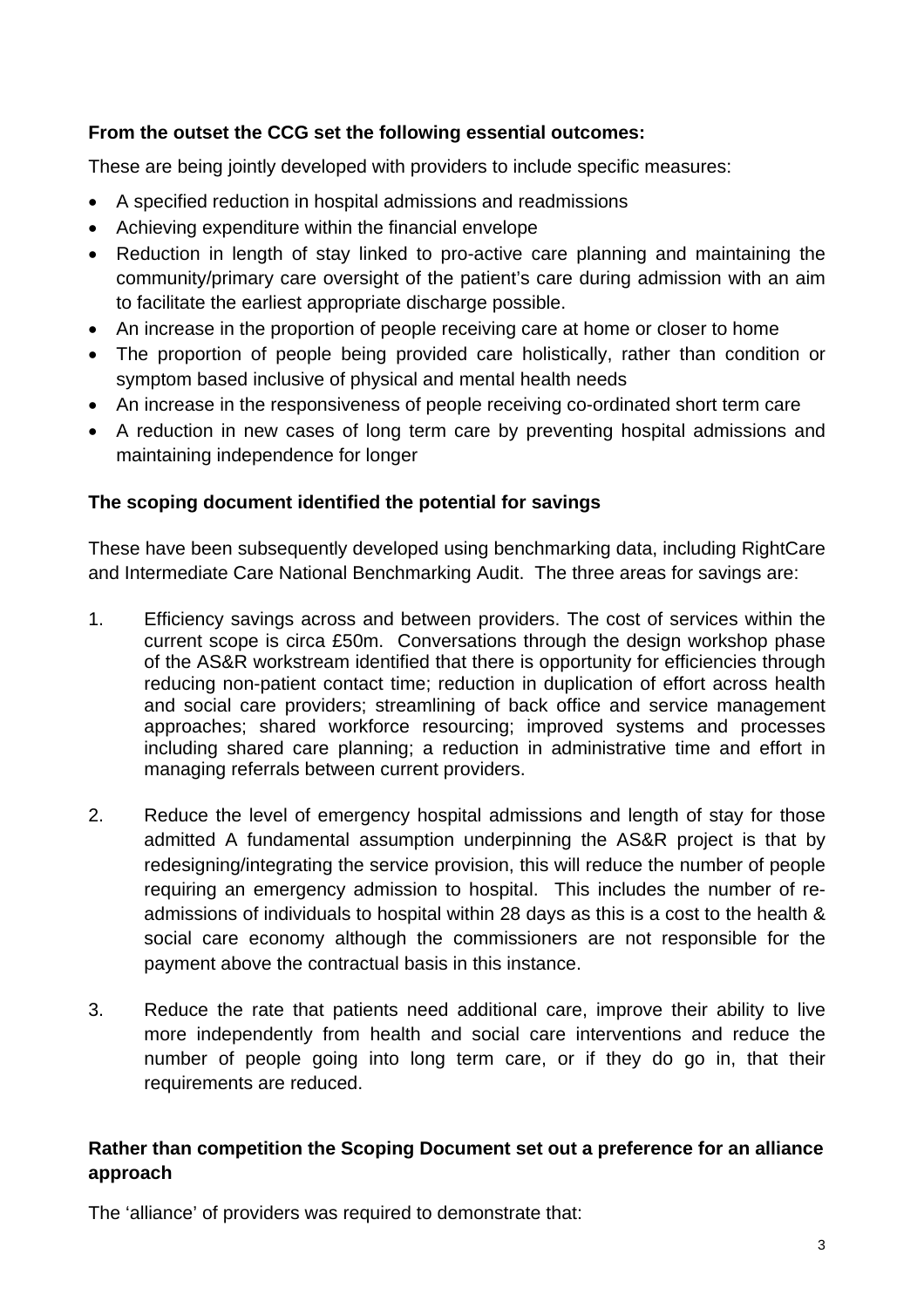**From the outset the CCG set the following essential outcomes:**

These are being jointly developed with providers to include specific measures:

- A specified reduction in hospital admissions and readmissions
- Achieving expenditure within the financial envelope
- Reduction in length of stay linked to pro-active care planning and maintaining the community/primary care oversight of the patient's care during admission with an aim to facilitate the earliest appropriate discharge possible.
- An increase in the proportion of people receiving care at home or closer to home
- The proportion of people being provided care holistically, rather than condition or symptom based inclusive of physical and mental health needs
- An increase in the responsiveness of people receiving co-ordinated short term care
- A reduction in new cases of long term care by preventing hospital admissions and maintaining independence for longer

**The scoping document identified the potential for savings**

These have been subsequently developed using benchmarking data, including RightCare and Intermediate Care National Benchmarking Audit. The three areas for savings are:

1. Efficiency savings across and between providers. The cost of services within the current scope is circa £50m. Conversations through the design workshop phase of the AS&R workstream identified that there is opportunity for efficiencies through reducing non-patient contact time; reduction in duplication of effort across health and social care providers; streamlining of back office and service management approaches; shared workforce resourcing; improved systems and processes including shared care planning; a reduction in administrative time and effort in managing referrals between current providers.

2. Reduce the level of emergency hospital admissions and length of stay for those admitted A fundamental assumption underpinning the AS&R project is that by redesigning/integrating the service provision, this will reduce the number of people requiring an emergency admission to hospital. This includes the number of re-admissions of individuals to hospital within 28 days as this is a cost to the health & social care economy although the commissioners are not responsible for the payment above the contractual basis in this instance.

3. Reduce the rate that patients need additional care, improve their ability to live more independently from health and social care interventions and reduce the number of people going into long term care, or if they do go in, that their requirements are reduced.

**Rather than competition the Scoping Document set out a preference for an alliance approach**

The 'alliance' of providers was required to demonstrate that: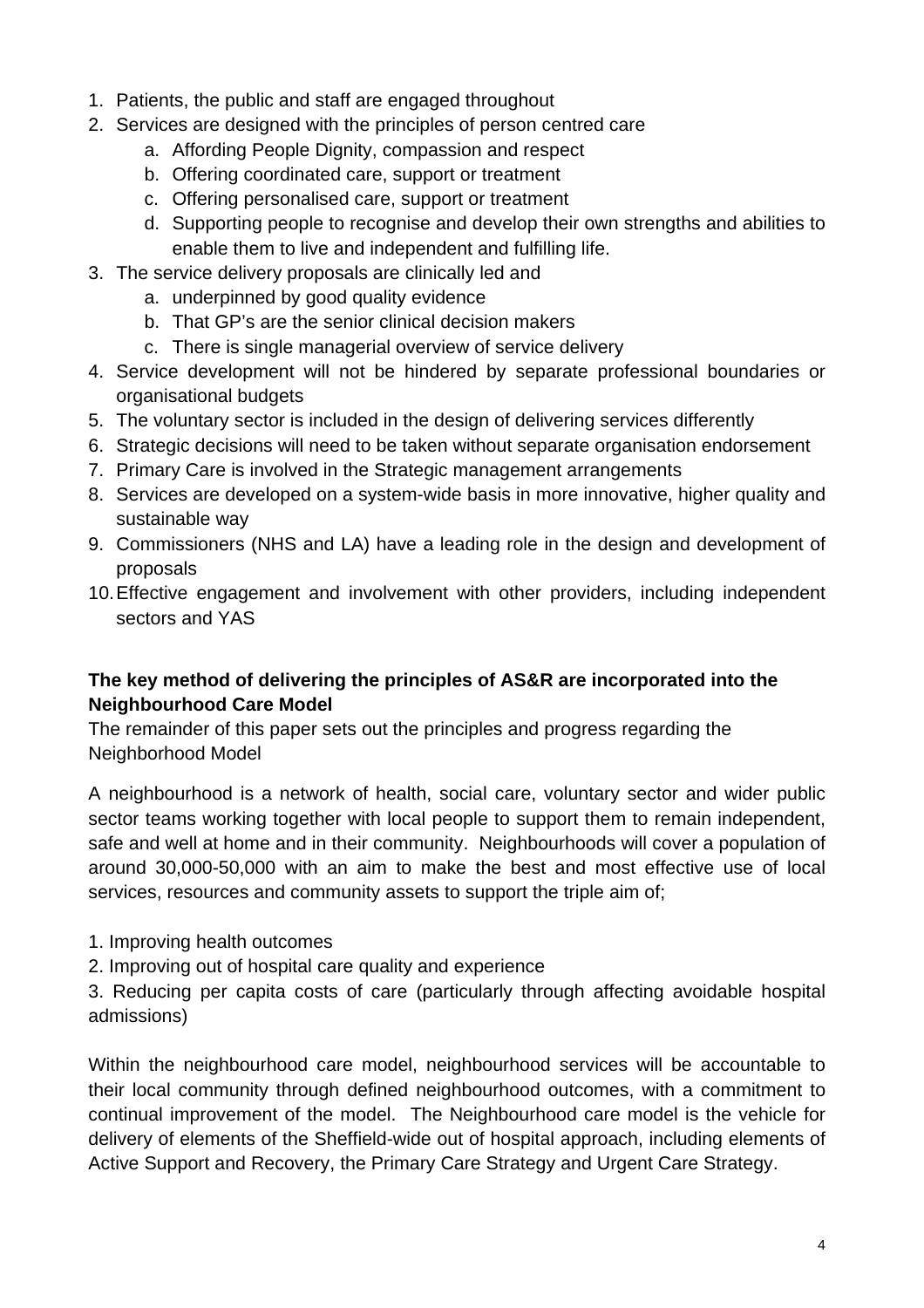1. Patients, the public and staff are engaged throughout
2. Services are designed with the principles of person centred care
    a. Affording People Dignity, compassion and respect
    b. Offering coordinated care, support or treatment
    c. Offering personalised care, support or treatment
    d. Supporting people to recognise and develop their own strengths and abilities to enable them to live and independent and fulfilling life.
3. The service delivery proposals are clinically led and
    a. underpinned by good quality evidence
    b. That GP's are the senior clinical decision makers
    c. There is single managerial overview of service delivery
4. Service development will not be hindered by separate professional boundaries or organisational budgets
5. The voluntary sector is included in the design of delivering services differently
6. Strategic decisions will need to be taken without separate organisation endorsement
7. Primary Care is involved in the Strategic management arrangements
8. Services are developed on a system-wide basis in more innovative, higher quality and sustainable way
9. Commissioners (NHS and LA) have a leading role in the design and development of proposals
10. Effective engagement and involvement with other providers, including independent sectors and YAS

**The key method of delivering the principles of AS&R are incorporated into the Neighbourhood Care Model**

The remainder of this paper sets out the principles and progress regarding the Neighborhood Model

A neighbourhood is a network of health, social care, voluntary sector and wider public sector teams working together with local people to support them to remain independent, safe and well at home and in their community. Neighbourhoods will cover a population of around 30,000-50,000 with an aim to make the best and most effective use of local services, resources and community assets to support the triple aim of;

1. Improving health outcomes
2. Improving out of hospital care quality and experience
3. Reducing per capita costs of care (particularly through affecting avoidable hospital admissions)

Within the neighbourhood care model, neighbourhood services will be accountable to their local community through defined neighbourhood outcomes, with a commitment to continual improvement of the model. The Neighbourhood care model is the vehicle for delivery of elements of the Sheffield-wide out of hospital approach, including elements of Active Support and Recovery, the Primary Care Strategy and Urgent Care Strategy.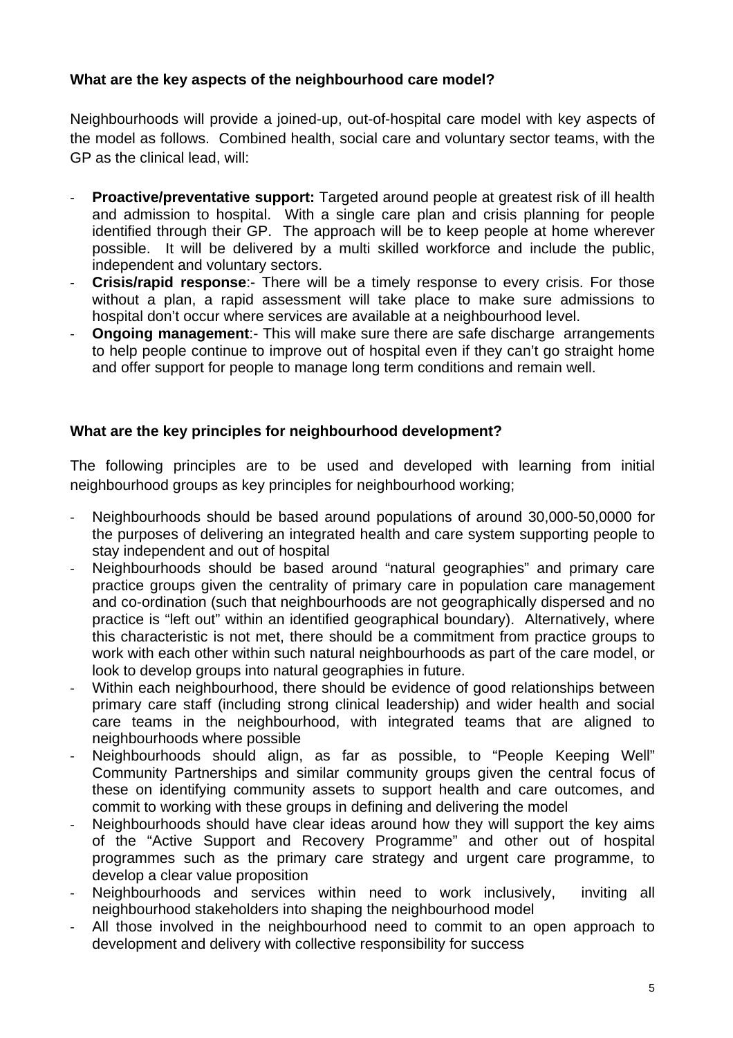**What are the key aspects of the neighbourhood care model?**

Neighbourhoods will provide a joined-up, out-of-hospital care model with key aspects of the model as follows. Combined health, social care and voluntary sector teams, with the GP as the clinical lead, will:

- **Proactive/preventative support:** Targeted around people at greatest risk of ill health and admission to hospital. With a single care plan and crisis planning for people identified through their GP. The approach will be to keep people at home wherever possible. It will be delivered by a multi skilled workforce and include the public, independent and voluntary sectors.
- **Crisis/rapid response**:- There will be a timely response to every crisis. For those without a plan, a rapid assessment will take place to make sure admissions to hospital don't occur where services are available at a neighbourhood level.
- **Ongoing management**:- This will make sure there are safe discharge arrangements to help people continue to improve out of hospital even if they can't go straight home and offer support for people to manage long term conditions and remain well.

**What are the key principles for neighbourhood development?**

The following principles are to be used and developed with learning from initial neighbourhood groups as key principles for neighbourhood working;

- Neighbourhoods should be based around populations of around 30,000-50,0000 for the purposes of delivering an integrated health and care system supporting people to stay independent and out of hospital
- Neighbourhoods should be based around "natural geographies" and primary care practice groups given the centrality of primary care in population care management and co-ordination (such that neighbourhoods are not geographically dispersed and no practice is "left out" within an identified geographical boundary). Alternatively, where this characteristic is not met, there should be a commitment from practice groups to work with each other within such natural neighbourhoods as part of the care model, or look to develop groups into natural geographies in future.
- Within each neighbourhood, there should be evidence of good relationships between primary care staff (including strong clinical leadership) and wider health and social care teams in the neighbourhood, with integrated teams that are aligned to neighbourhoods where possible
- Neighbourhoods should align, as far as possible, to "People Keeping Well" Community Partnerships and similar community groups given the central focus of these on identifying community assets to support health and care outcomes, and commit to working with these groups in defining and delivering the model
- Neighbourhoods should have clear ideas around how they will support the key aims of the "Active Support and Recovery Programme" and other out of hospital programmes such as the primary care strategy and urgent care programme, to develop a clear value proposition
- Neighbourhoods and services within need to work inclusively, inviting all neighbourhood stakeholders into shaping the neighbourhood model
- All those involved in the neighbourhood need to commit to an open approach to development and delivery with collective responsibility for success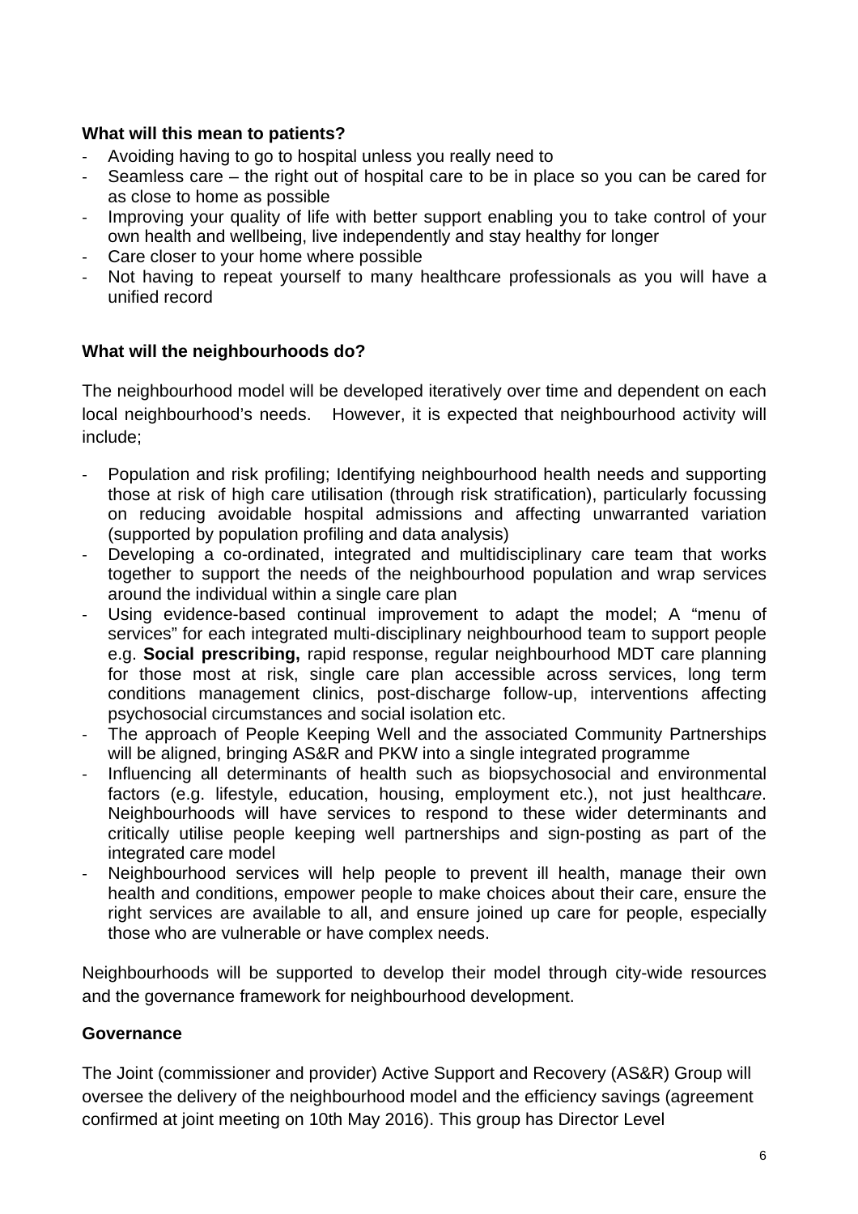**What will this mean to patients?**

- Avoiding having to go to hospital unless you really need to
- Seamless care – the right out of hospital care to be in place so you can be cared for as close to home as possible
- Improving your quality of life with better support enabling you to take control of your own health and wellbeing, live independently and stay healthy for longer
- Care closer to your home where possible
- Not having to repeat yourself to many healthcare professionals as you will have a unified record

**What will the neighbourhoods do?**

The neighbourhood model will be developed iteratively over time and dependent on each local neighbourhood's needs. However, it is expected that neighbourhood activity will include;

- Population and risk profiling; Identifying neighbourhood health needs and supporting those at risk of high care utilisation (through risk stratification), particularly focussing on reducing avoidable hospital admissions and affecting unwarranted variation (supported by population profiling and data analysis)
- Developing a co-ordinated, integrated and multidisciplinary care team that works together to support the needs of the neighbourhood population and wrap services around the individual within a single care plan
- Using evidence-based continual improvement to adapt the model; A "menu of services" for each integrated multi-disciplinary neighbourhood team to support people e.g. **Social prescribing,** rapid response, regular neighbourhood MDT care planning for those most at risk, single care plan accessible across services, long term conditions management clinics, post-discharge follow-up, interventions affecting psychosocial circumstances and social isolation etc.
- The approach of People Keeping Well and the associated Community Partnerships will be aligned, bringing AS&R and PKW into a single integrated programme
- Influencing all determinants of health such as biopsychosocial and environmental factors (e.g. lifestyle, education, housing, employment etc.), not just health*care*. Neighbourhoods will have services to respond to these wider determinants and critically utilise people keeping well partnerships and sign-posting as part of the integrated care model
- Neighbourhood services will help people to prevent ill health, manage their own health and conditions, empower people to make choices about their care, ensure the right services are available to all, and ensure joined up care for people, especially those who are vulnerable or have complex needs.

Neighbourhoods will be supported to develop their model through city-wide resources and the governance framework for neighbourhood development.

**Governance**

The Joint (commissioner and provider) Active Support and Recovery (AS&R) Group will oversee the delivery of the neighbourhood model and the efficiency savings (agreement confirmed at joint meeting on 10th May 2016). This group has Director Level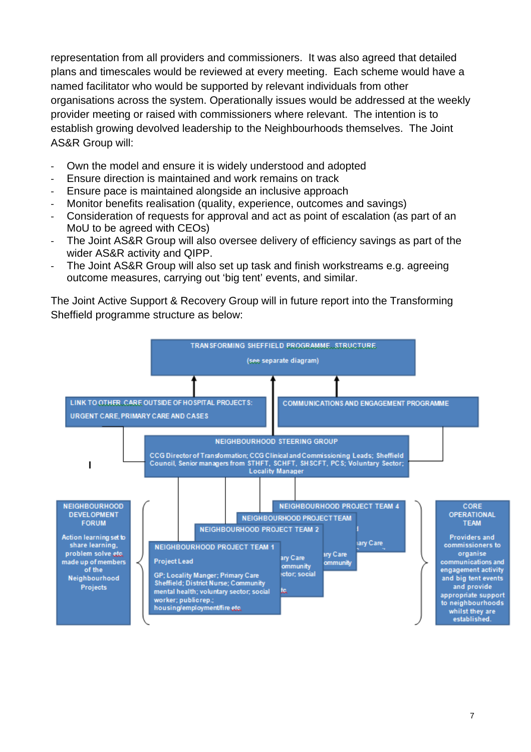representation from all providers and commissioners. It was also agreed that detailed plans and timescales would be reviewed at every meeting. Each scheme would have a named facilitator who would be supported by relevant individuals from other organisations across the system. Operationally issues would be addressed at the weekly provider meeting or raised with commissioners where relevant. The intention is to establish growing devolved leadership to the Neighbourhoods themselves. The Joint AS&R Group will:

- Own the model and ensure it is widely understood and adopted
- Ensure direction is maintained and work remains on track
- Ensure pace is maintained alongside an inclusive approach
- Monitor benefits realisation (quality, experience, outcomes and savings)
- Consideration of requests for approval and act as point of escalation (as part of an MoU to be agreed with CEOs)
- The Joint AS&R Group will also oversee delivery of efficiency savings as part of the wider AS&R activity and QIPP.
- The Joint AS&R Group will also set up task and finish workstreams e.g. agreeing outcome measures, carrying out 'big tent' events, and similar.

The Joint Active Support & Recovery Group will in future report into the Transforming Sheffield programme structure as below:

TRANSFORMING SHEFFIELD PROGRAMME STRUCTURE

(see separate diagram)

LINK TO OTHER CARE OUTSIDE OF HOSPITAL PROJECTS: URGENT CARE, PRIMARY CARE AND CASES

COMMUNICATIONS AND ENGAGEMENT PROGRAMME

NEIGHBOURHOOD STEERING GROUP

CCG Director of Transformation; CCG Clinical and Commissioning Leads; Sheffield Council, Senior managers from STHFT, SCHFT, SHSCFT, PCS; Voluntary Sector; Locality Manager

NEIGHBOURHOOD DEVELOPMENT FORUM

Action learning set to share learning, problem solve etc made up of members of the Neighbourhood Projects

NEIGHBOURHOOD PROJECT TEAM 4

NEIGHBOURHOOD PROJECT TEAM

NEIGHBOURHOOD PROJECT TEAM 2

NEIGHBOURHOOD PROJECT TEAM 1

Project Lead

GP; Locality Manger; Primary Care Sheffield; District Nurse; Community mental health; voluntary sector; social worker; public rep.; housing/employment/fire etc

CORE OPERATIONAL TEAM

Providers and commissioners to organise communications and engagement activity and big tent events and provide appropriate support to neighbourhoods whilst they are established.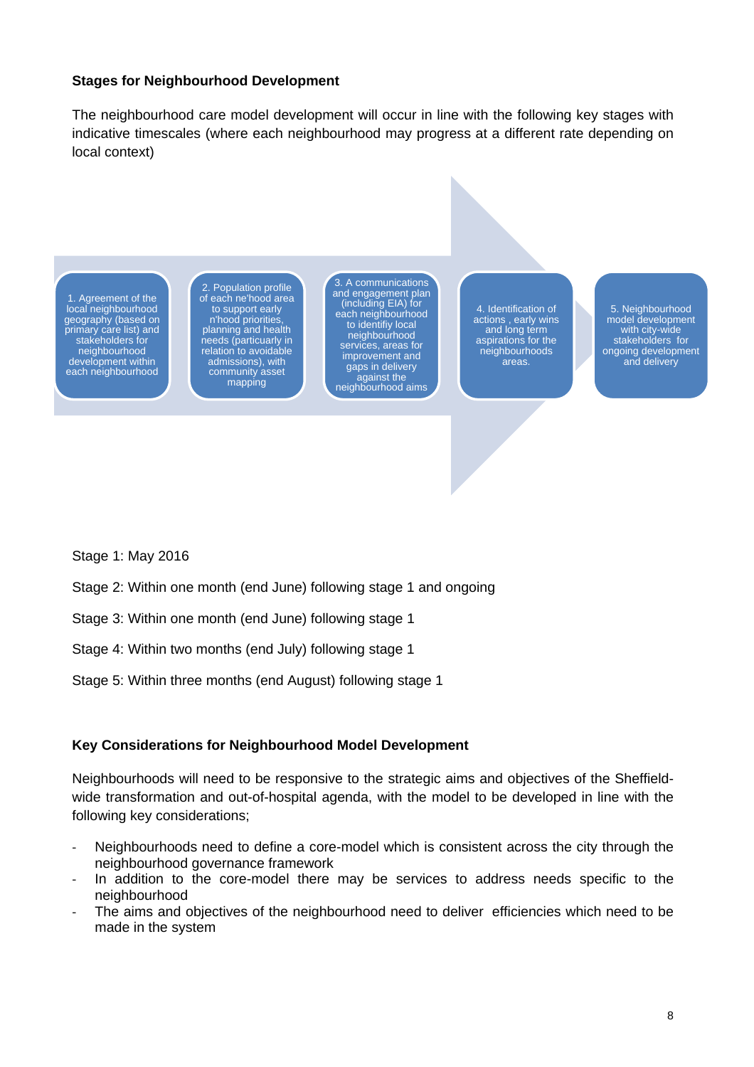**Stages for Neighbourhood Development**

The neighbourhood care model development will occur in line with the following key stages with indicative timescales (where each neighbourhood may progress at a different rate depending on local context)

1. Agreement of the local neighbourhood geography (based on primary care list) and stakeholders for neighbourhood development within each neighbourhood
2. Population profile of each ne'hood area to support early n'hood priorities, planning and health needs (particuarly in relation to avoidable admissions), with community asset mapping
3. A communications and engagement plan (including EIA) for each neighbourhood to identifiy local neighbourhood services, areas for improvement and gaps in delivery against the neighbourhood aims
4. Identification of actions , early wins and long term aspirations for the neighbourhoods areas.
5. Neighbourhood model development with city-wide stakeholders for ongoing development and delivery

Stage 1: May 2016

Stage 2: Within one month (end June) following stage 1 and ongoing

Stage 3: Within one month (end June) following stage 1

Stage 4: Within two months (end July) following stage 1

Stage 5: Within three months (end August) following stage 1

**Key Considerations for Neighbourhood Model Development**

Neighbourhoods will need to be responsive to the strategic aims and objectives of the Sheffield-wide transformation and out-of-hospital agenda, with the model to be developed in line with the following key considerations;

- Neighbourhoods need to define a core-model which is consistent across the city through the neighbourhood governance framework
- In addition to the core-model there may be services to address needs specific to the neighbourhood
- The aims and objectives of the neighbourhood need to deliver efficiencies which need to be made in the system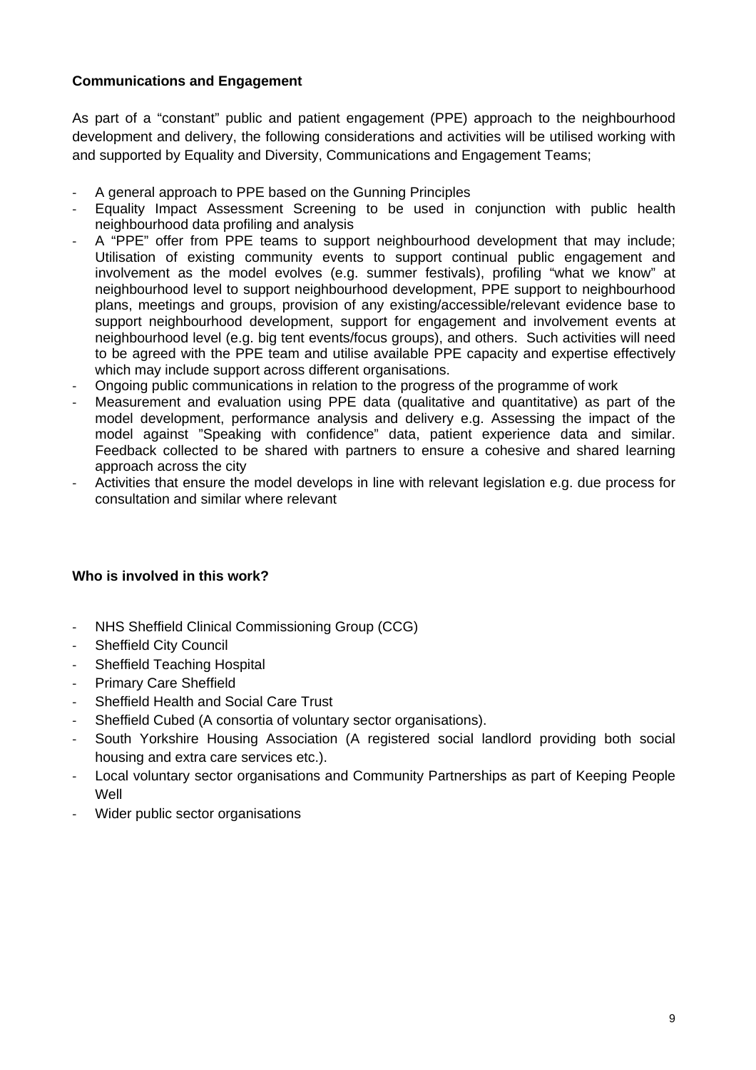**Communications and Engagement**

As part of a "constant" public and patient engagement (PPE) approach to the neighbourhood development and delivery, the following considerations and activities will be utilised working with and supported by Equality and Diversity, Communications and Engagement Teams;

- A general approach to PPE based on the Gunning Principles
- Equality Impact Assessment Screening to be used in conjunction with public health neighbourhood data profiling and analysis
- A "PPE" offer from PPE teams to support neighbourhood development that may include; Utilisation of existing community events to support continual public engagement and involvement as the model evolves (e.g. summer festivals), profiling "what we know" at neighbourhood level to support neighbourhood development, PPE support to neighbourhood plans, meetings and groups, provision of any existing/accessible/relevant evidence base to support neighbourhood development, support for engagement and involvement events at neighbourhood level (e.g. big tent events/focus groups), and others. Such activities will need to be agreed with the PPE team and utilise available PPE capacity and expertise effectively which may include support across different organisations.
- Ongoing public communications in relation to the progress of the programme of work
- Measurement and evaluation using PPE data (qualitative and quantitative) as part of the model development, performance analysis and delivery e.g. Assessing the impact of the model against "Speaking with confidence" data, patient experience data and similar. Feedback collected to be shared with partners to ensure a cohesive and shared learning approach across the city
- Activities that ensure the model develops in line with relevant legislation e.g. due process for consultation and similar where relevant

**Who is involved in this work?**

- NHS Sheffield Clinical Commissioning Group (CCG)
- Sheffield City Council
- Sheffield Teaching Hospital
- Primary Care Sheffield
- Sheffield Health and Social Care Trust
- Sheffield Cubed (A consortia of voluntary sector organisations).
- South Yorkshire Housing Association (A registered social landlord providing both social housing and extra care services etc.).
- Local voluntary sector organisations and Community Partnerships as part of Keeping People Well
- Wider public sector organisations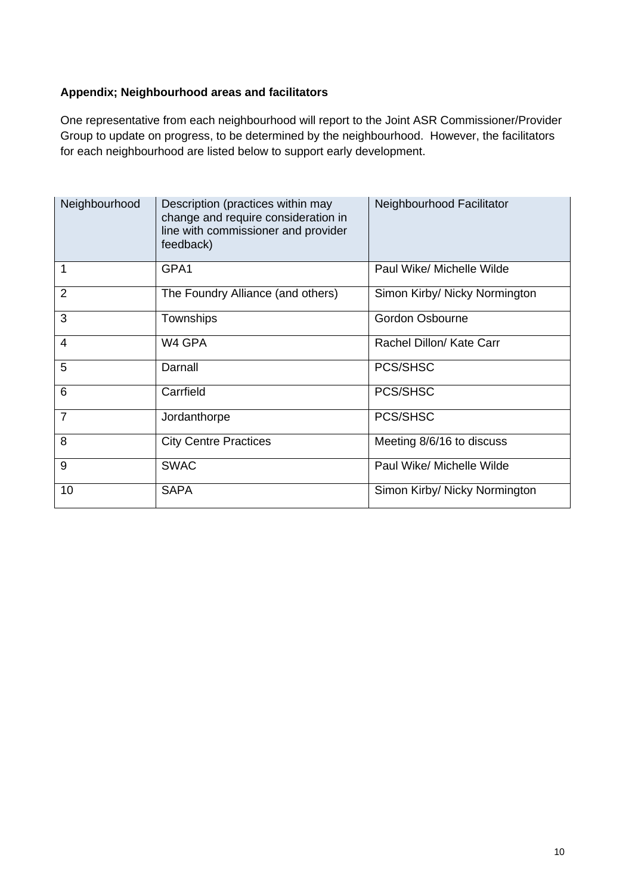**Appendix; Neighbourhood areas and facilitators**

One representative from each neighbourhood will report to the Joint ASR Commissioner/Provider Group to update on progress, to be determined by the neighbourhood. However, the facilitators for each neighbourhood are listed below to support early development.

| Neighbourhood | Description (practices within may change and require consideration in line with commissioner and provider feedback) | Neighbourhood Facilitator |
|---|---|---|
| 1 | GPA1 | Paul Wike/ Michelle Wilde |
| 2 | The Foundry Alliance (and others) | Simon Kirby/ Nicky Normington |
| 3 | Townships | Gordon Osbourne |
| 4 | W4 GPA | Rachel Dillon/ Kate Carr |
| 5 | Darnall | PCS/SHSC |
| 6 | Carrfield | PCS/SHSC |
| 7 | Jordanthorpe | PCS/SHSC |
| 8 | City Centre Practices | Meeting 8/6/16 to discuss |
| 9 | SWAC | Paul Wike/ Michelle Wilde |
| 10 | SAPA | Simon Kirby/ Nicky Normington |